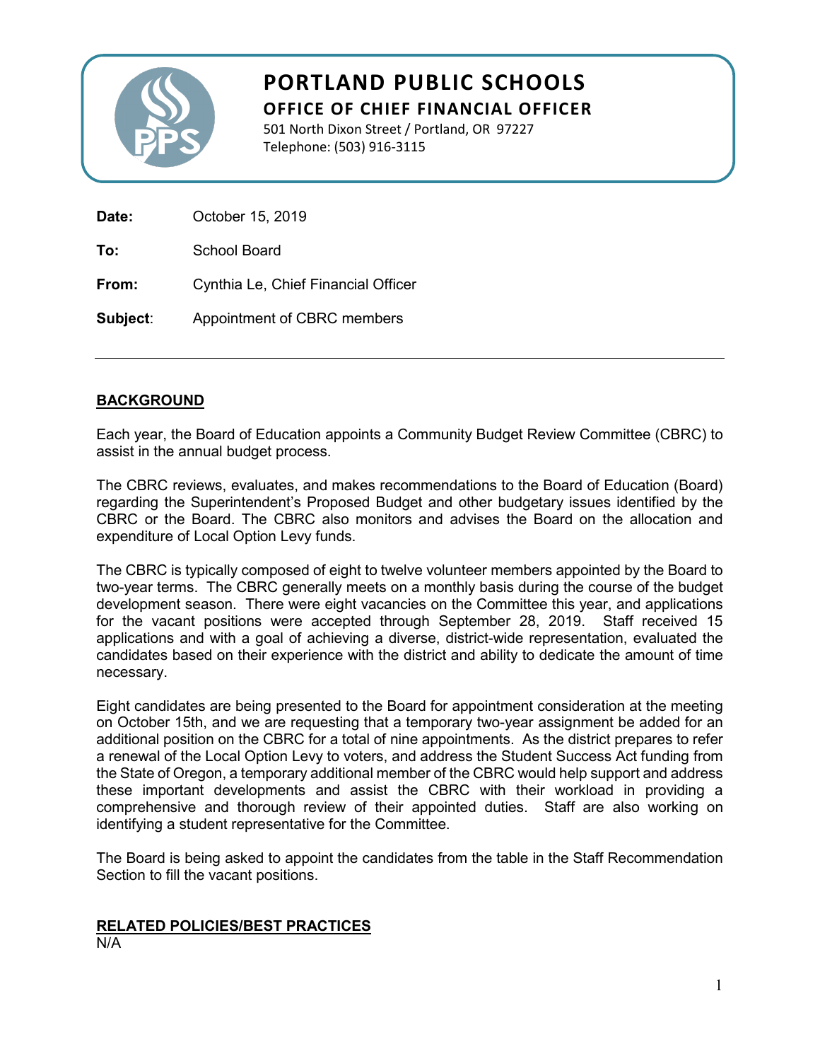# PORTLAND PUBLIC SCHOOLS

## OFFICE OF CHIEF FINANCIAL OFFICER

501 North Dixon Street / Portland, OR 97227
Telephone: (503) 916-3115

**Date:** October 15, 2019

**To:** School Board

**From:** Cynthia Le, Chief Financial Officer

**Subject:** Appointment of CBRC members

---

## BACKGROUND

Each year, the Board of Education appoints a Community Budget Review Committee (CBRC) to assist in the annual budget process.

The CBRC reviews, evaluates, and makes recommendations to the Board of Education (Board) regarding the Superintendent's Proposed Budget and other budgetary issues identified by the CBRC or the Board. The CBRC also monitors and advises the Board on the allocation and expenditure of Local Option Levy funds.

The CBRC is typically composed of eight to twelve volunteer members appointed by the Board to two-year terms. The CBRC generally meets on a monthly basis during the course of the budget development season. There were eight vacancies on the Committee this year, and applications for the vacant positions were accepted through September 28, 2019. Staff received 15 applications and with a goal of achieving a diverse, district-wide representation, evaluated the candidates based on their experience with the district and ability to dedicate the amount of time necessary.

Eight candidates are being presented to the Board for appointment consideration at the meeting on October 15th, and we are requesting that a temporary two-year assignment be added for an additional position on the CBRC for a total of nine appointments. As the district prepares to refer a renewal of the Local Option Levy to voters, and address the Student Success Act funding from the State of Oregon, a temporary additional member of the CBRC would help support and address these important developments and assist the CBRC with their workload in providing a comprehensive and thorough review of their appointed duties. Staff are also working on identifying a student representative for the Committee.

The Board is being asked to appoint the candidates from the table in the Staff Recommendation Section to fill the vacant positions.

## RELATED POLICIES/BEST PRACTICES

N/A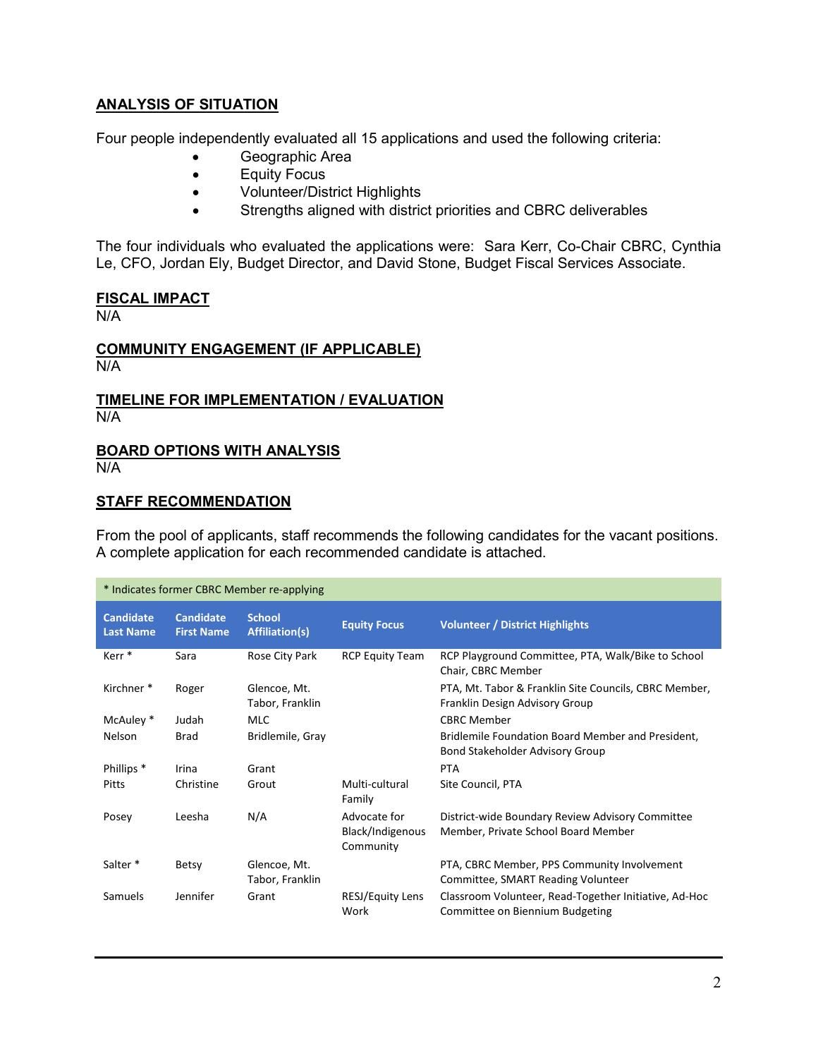## ANALYSIS OF SITUATION

Four people independently evaluated all 15 applications and used the following criteria:

- Geographic Area
- Equity Focus
- Volunteer/District Highlights
- Strengths aligned with district priorities and CBRC deliverables

The four individuals who evaluated the applications were: Sara Kerr, Co-Chair CBRC, Cynthia Le, CFO, Jordan Ely, Budget Director, and David Stone, Budget Fiscal Services Associate.

## FISCAL IMPACT

N/A

## COMMUNITY ENGAGEMENT (IF APPLICABLE)

N/A

## TIMELINE FOR IMPLEMENTATION / EVALUATION

N/A

## BOARD OPTIONS WITH ANALYSIS

N/A

## STAFF RECOMMENDATION

From the pool of applicants, staff recommends the following candidates for the vacant positions. A complete application for each recommended candidate is attached.

\* Indicates former CBRC Member re-applying

| Candidate Last Name | Candidate First Name | School Affiliation(s) | Equity Focus | Volunteer / District Highlights |
|---|---|---|---|---|
| Kerr * | Sara | Rose City Park | RCP Equity Team | RCP Playground Committee, PTA, Walk/Bike to School Chair, CBRC Member |
| Kirchner * | Roger | Glencoe, Mt. Tabor, Franklin | | PTA, Mt. Tabor & Franklin Site Councils, CBRC Member, Franklin Design Advisory Group |
| McAuley * | Judah | MLC | | CBRC Member |
| Nelson | Brad | Bridlemile, Gray | | Bridlemile Foundation Board Member and President, Bond Stakeholder Advisory Group |
| Phillips * | Irina | Grant | | PTA |
| Pitts | Christine | Grout | Multi-cultural Family | Site Council, PTA |
| Posey | Leesha | N/A | Advocate for Black/Indigenous Community | District-wide Boundary Review Advisory Committee Member, Private School Board Member |
| Salter * | Betsy | Glencoe, Mt. Tabor, Franklin | | PTA, CBRC Member, PPS Community Involvement Committee, SMART Reading Volunteer |
| Samuels | Jennifer | Grant | RESJ/Equity Lens Work | Classroom Volunteer, Read-Together Initiative, Ad-Hoc Committee on Biennium Budgeting |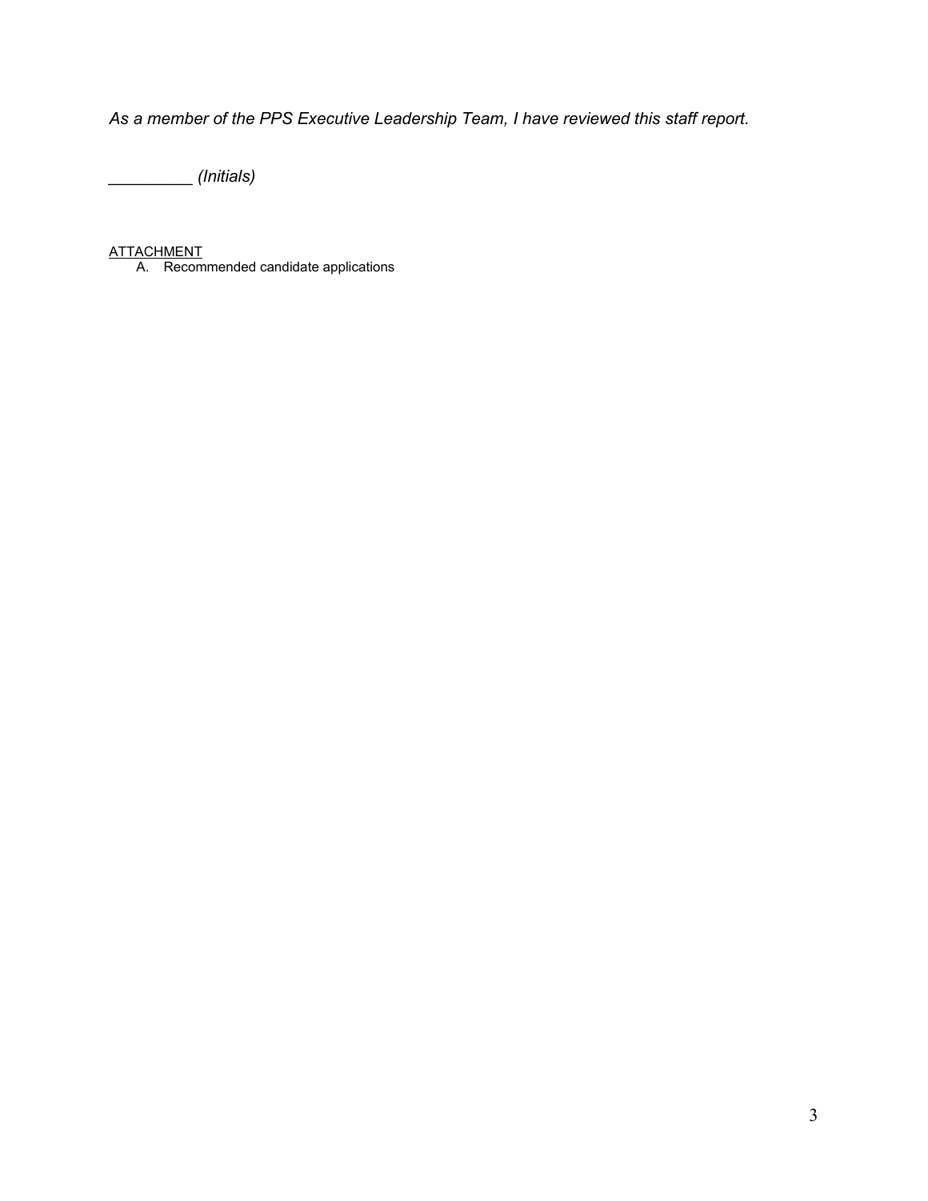*As a member of the PPS Executive Leadership Team, I have reviewed this staff report.*

_________ *(Initials)*

ATTACHMENT

A. Recommended candidate applications